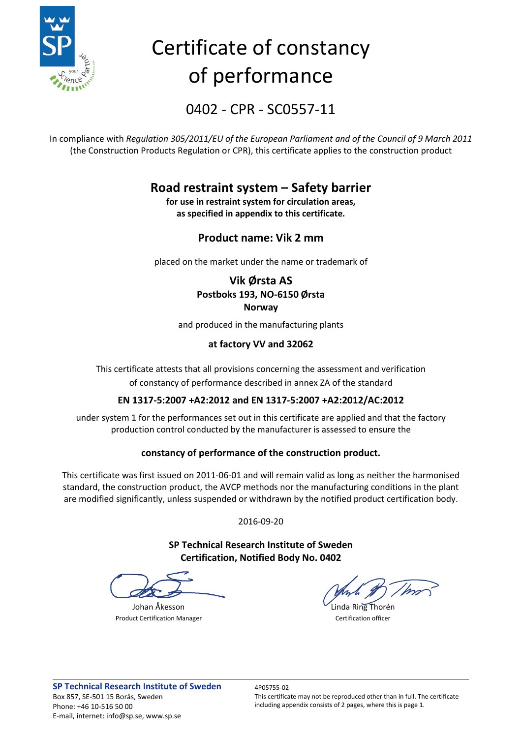# Certificate of constancy of performance

## 0402 - CPR - SC0557-11

In compliance with *Regulation 305/2011/EU of the European Parliament and of the Council of 9 March 2011* (the Construction Products Regulation or CPR), this certificate applies to the construction product

## Road restraint system – Safety barrier

**for use in restraint system for circulation areas, as specified in appendix to this certificate.**

### Product name: Vik 2 mm

placed on the market under the name or trademark of

**Vik Ørsta AS**
**Postboks 193, NO-6150 Ørsta**
**Norway**

and produced in the manufacturing plants

**at factory VV and 32062**

This certificate attests that all provisions concerning the assessment and verification of constancy of performance described in annex ZA of the standard

**EN 1317-5:2007 +A2:2012 and EN 1317-5:2007 +A2:2012/AC:2012**

under system 1 for the performances set out in this certificate are applied and that the factory production control conducted by the manufacturer is assessed to ensure the

**constancy of performance of the construction product.**

This certificate was first issued on 2011-06-01 and will remain valid as long as neither the harmonised standard, the construction product, the AVCP methods nor the manufacturing conditions in the plant are modified significantly, unless suspended or withdrawn by the notified product certification body.

2016-09-20

**SP Technical Research Institute of Sweden**
**Certification, Notified Body No. 0402**

Johan Åkesson
Product Certification Manager

Linda Ring Thorén
Certification officer

**SP Technical Research Institute of Sweden**
Box 857, SE-501 15 Borås, Sweden
Phone: +46 10-516 50 00
E-mail, internet: info@sp.se, www.sp.se

4P05755-02
This certificate may not be reproduced other than in full. The certificate including appendix consists of 2 pages, where this is page 1.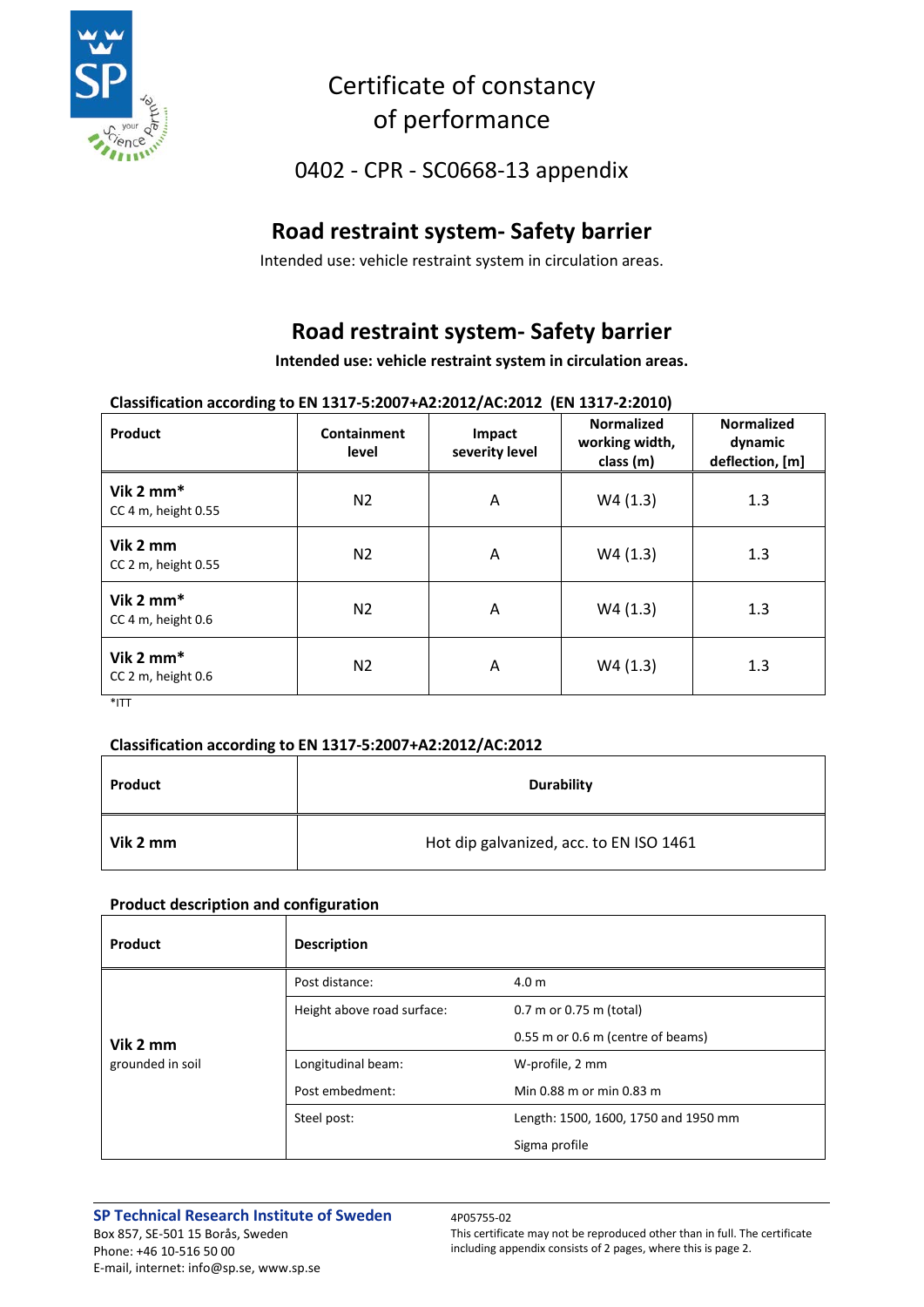# Certificate of constancy of performance

## 0402 - CPR - SC0668-13 appendix

## Road restraint system- Safety barrier

Intended use: vehicle restraint system in circulation areas.

## Road restraint system- Safety barrier

**Intended use: vehicle restraint system in circulation areas.**

**Classification according to EN 1317-5:2007+A2:2012/AC:2012 (EN 1317-2:2010)**

| Product | Containment level | Impact severity level | Normalized working width, class (m) | Normalized dynamic deflection, [m] |
|---|---|---|---|---|
| **Vik 2 mm*** CC 4 m, height 0.55 | N2 | A | W4 (1.3) | 1.3 |
| **Vik 2 mm** CC 2 m, height 0.55 | N2 | A | W4 (1.3) | 1.3 |
| **Vik 2 mm*** CC 4 m, height 0.6 | N2 | A | W4 (1.3) | 1.3 |
| **Vik 2 mm*** CC 2 m, height 0.6 | N2 | A | W4 (1.3) | 1.3 |

*ITT

**Classification according to EN 1317-5:2007+A2:2012/AC:2012**

| Product | Durability |
|---|---|
| **Vik 2 mm** | Hot dip galvanized, acc. to EN ISO 1461 |

**Product description and configuration**

| Product | Description | |
|---|---|---|
| **Vik 2 mm** grounded in soil | Post distance: | 4.0 m |
| | Height above road surface: | 0.7 m or 0.75 m (total) |
| | | 0.55 m or 0.6 m (centre of beams) |
| | Longitudinal beam: | W-profile, 2 mm |
| | Post embedment: | Min 0.88 m or min 0.83 m |
| | Steel post: | Length: 1500, 1600, 1750 and 1950 mm |
| | | Sigma profile |

**SP Technical Research Institute of Sweden**
Box 857, SE-501 15 Borås, Sweden
Phone: +46 10-516 50 00
E-mail, internet: info@sp.se, www.sp.se

4P05755-02
This certificate may not be reproduced other than in full. The certificate including appendix consists of 2 pages, where this is page 2.